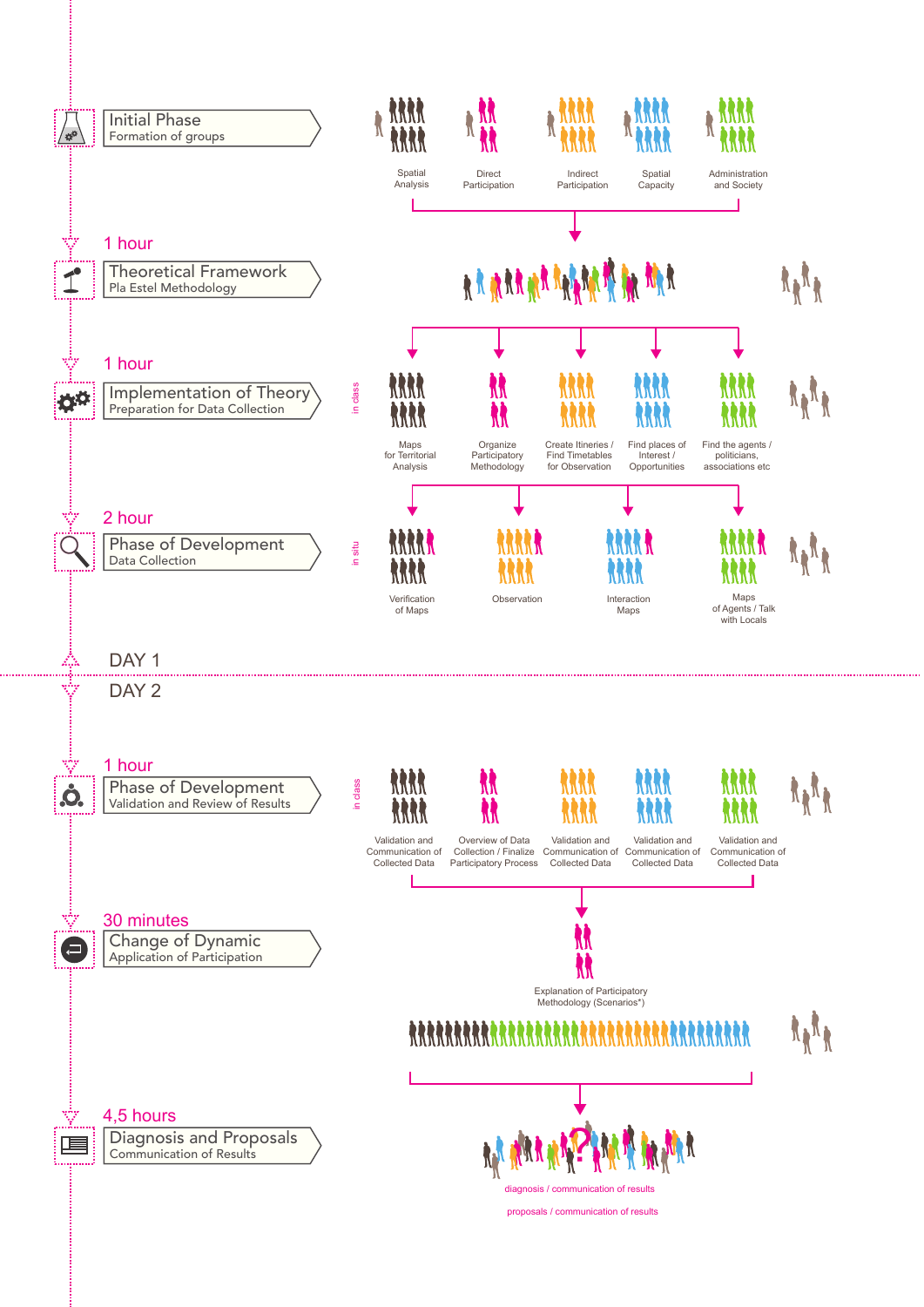**Initial Phase**
Formation of groups

Spatial Analysis | Direct Participation | Indirect Participation | Spatial Capacity | Administration and Society

1 hour

**Theoretical Framework**
Pla Estel Methodology

1 hour

**Implementation of Theory**
Preparation for Data Collection

in class

Maps for Territorial Analysis | Organize Participatory Methodology | Create Itineries / Find Timetables for Observation | Find places of Interest / Opportunities | Find the agents / politicians, associations etc

2 hour

**Phase of Development**
Data Collection

in situ

Verification of Maps | Observation | Interaction Maps | Maps of Agents / Talk with Locals

DAY 1

DAY 2

1 hour

**Phase of Development**
Validation and Review of Results

in class

Validation and Communication of Collected Data | Overview of Data Collection / Finalize Participatory Process | Validation and Communication of Collected Data | Validation and Communication of Collected Data | Validation and Communication of Collected Data

30 minutes

**Change of Dynamic**
Application of Participation

Explanation of Participatory Methodology (Scenarios*)

4,5 hours

**Diagnosis and Proposals**
Communication of Results

diagnosis / communication of results

proposals / communication of results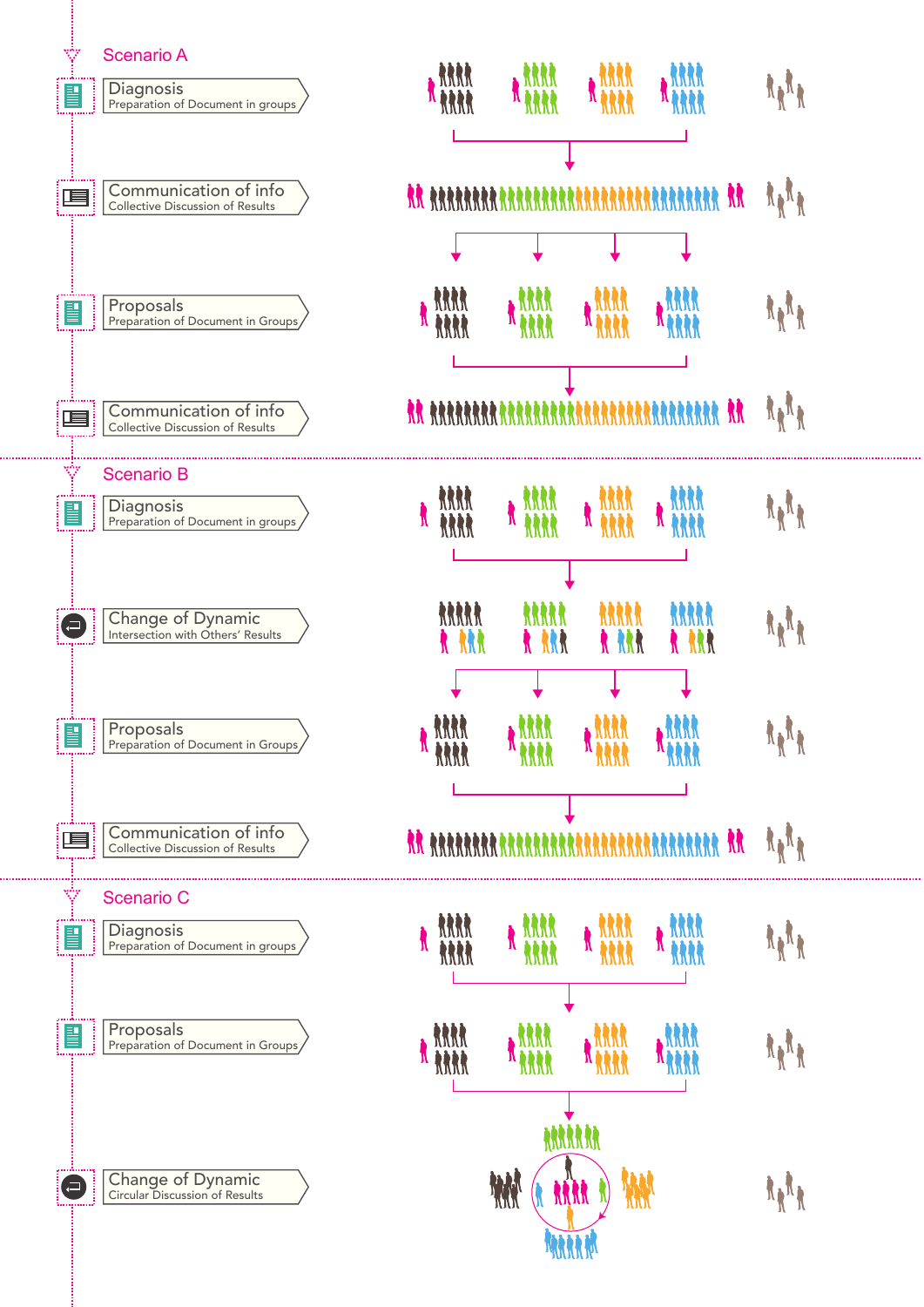## Scenario A

**Diagnosis**
Preparation of Document in groups

**Communication of info**
Collective Discussion of Results

**Proposals**
Preparation of Document in Groups

**Communication of info**
Collective Discussion of Results

## Scenario B

**Diagnosis**
Preparation of Document in groups

**Change of Dynamic**
Intersection with Others' Results

**Proposals**
Preparation of Document in Groups

**Communication of info**
Collective Discussion of Results

## Scenario C

**Diagnosis**
Preparation of Document in groups

**Proposals**
Preparation of Document in Groups

**Change of Dynamic**
Circular Discussion of Results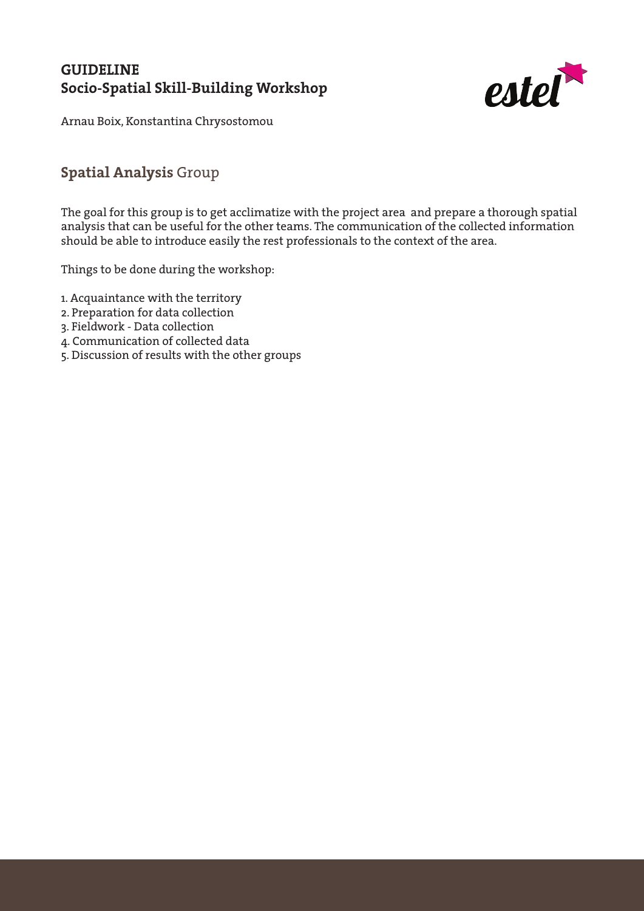# GUIDELINE
# Socio-Spatial Skill-Building Workshop

Arnau Boix, Konstantina Chrysostomou

## **Spatial Analysis** Group

The goal for this group is to get acclimatize with the project area and prepare a thorough spatial analysis that can be useful for the other teams. The communication of the collected information should be able to introduce easily the rest professionals to the context of the area.

Things to be done during the workshop:

1. Acquaintance with the territory
2. Preparation for data collection
3. Fieldwork - Data collection
4. Communication of collected data
5. Discussion of results with the other groups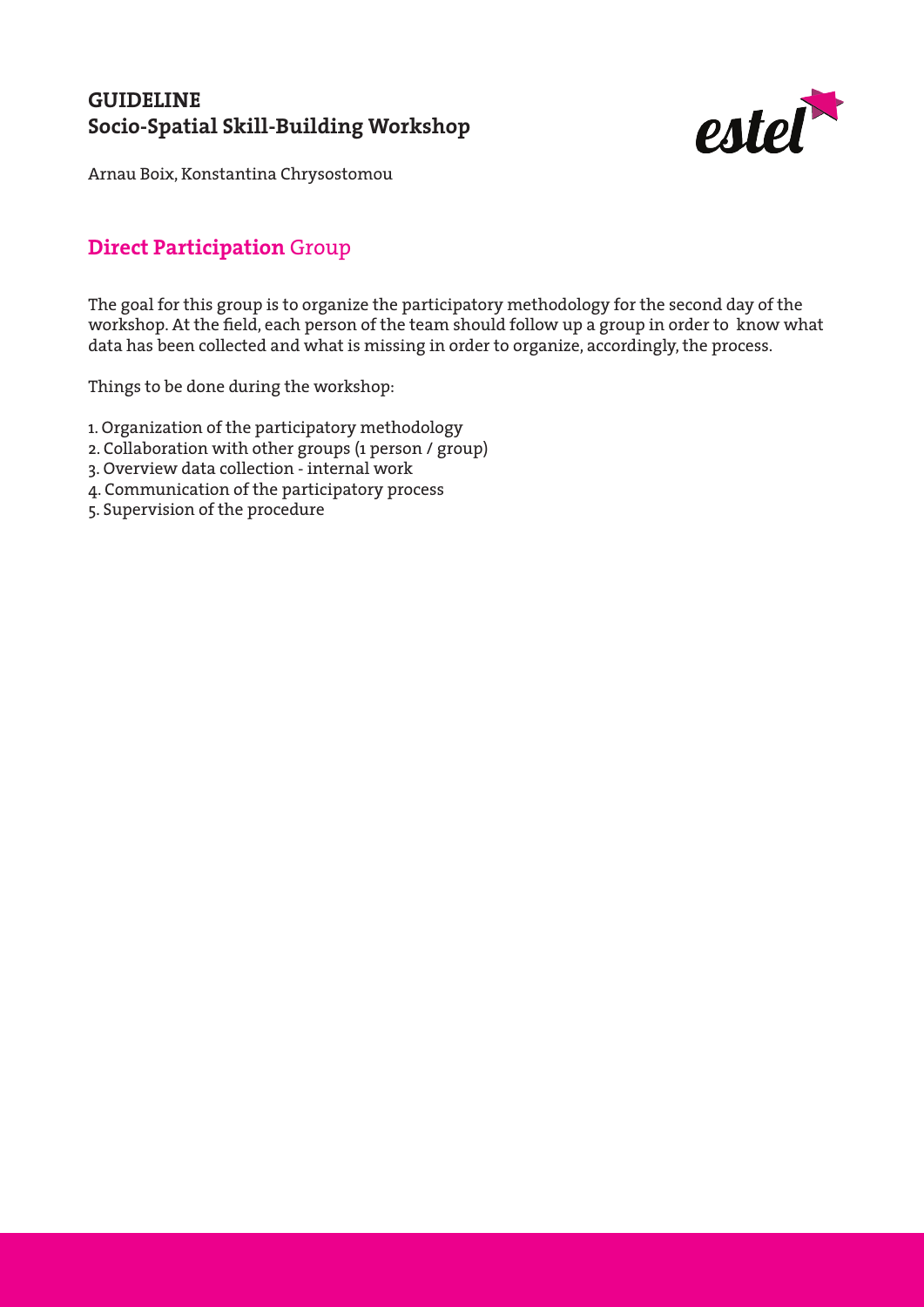# GUIDELINE
# Socio-Spatial Skill-Building Workshop

Arnau Boix, Konstantina Chrysostomou

## **Direct Participation** Group

The goal for this group is to organize the participatory methodology for the second day of the workshop. At the field, each person of the team should follow up a group in order to know what data has been collected and what is missing in order to organize, accordingly, the process.

Things to be done during the workshop:

1. Organization of the participatory methodology
2. Collaboration with other groups (1 person / group)
3. Overview data collection - internal work
4. Communication of the participatory process
5. Supervision of the procedure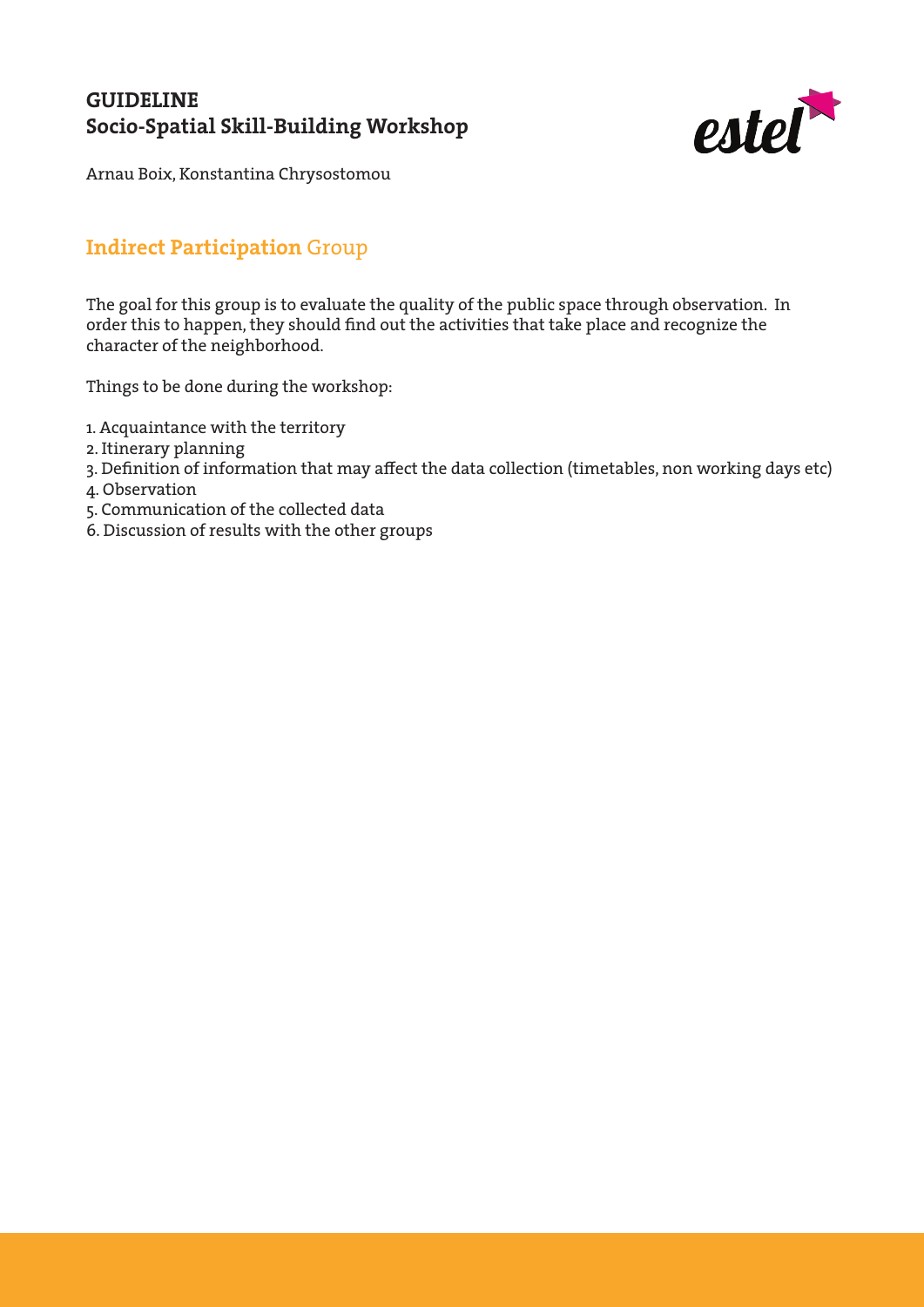# GUIDELINE
# Socio-Spatial Skill-Building Workshop

Arnau Boix, Konstantina Chrysostomou

## **Indirect Participation** Group

The goal for this group is to evaluate the quality of the public space through observation. In order this to happen, they should find out the activities that take place and recognize the character of the neighborhood.

Things to be done during the workshop:

1. Acquaintance with the territory
2. Itinerary planning
3. Definition of information that may affect the data collection (timetables, non working days etc)
4. Observation
5. Communication of the collected data
6. Discussion of results with the other groups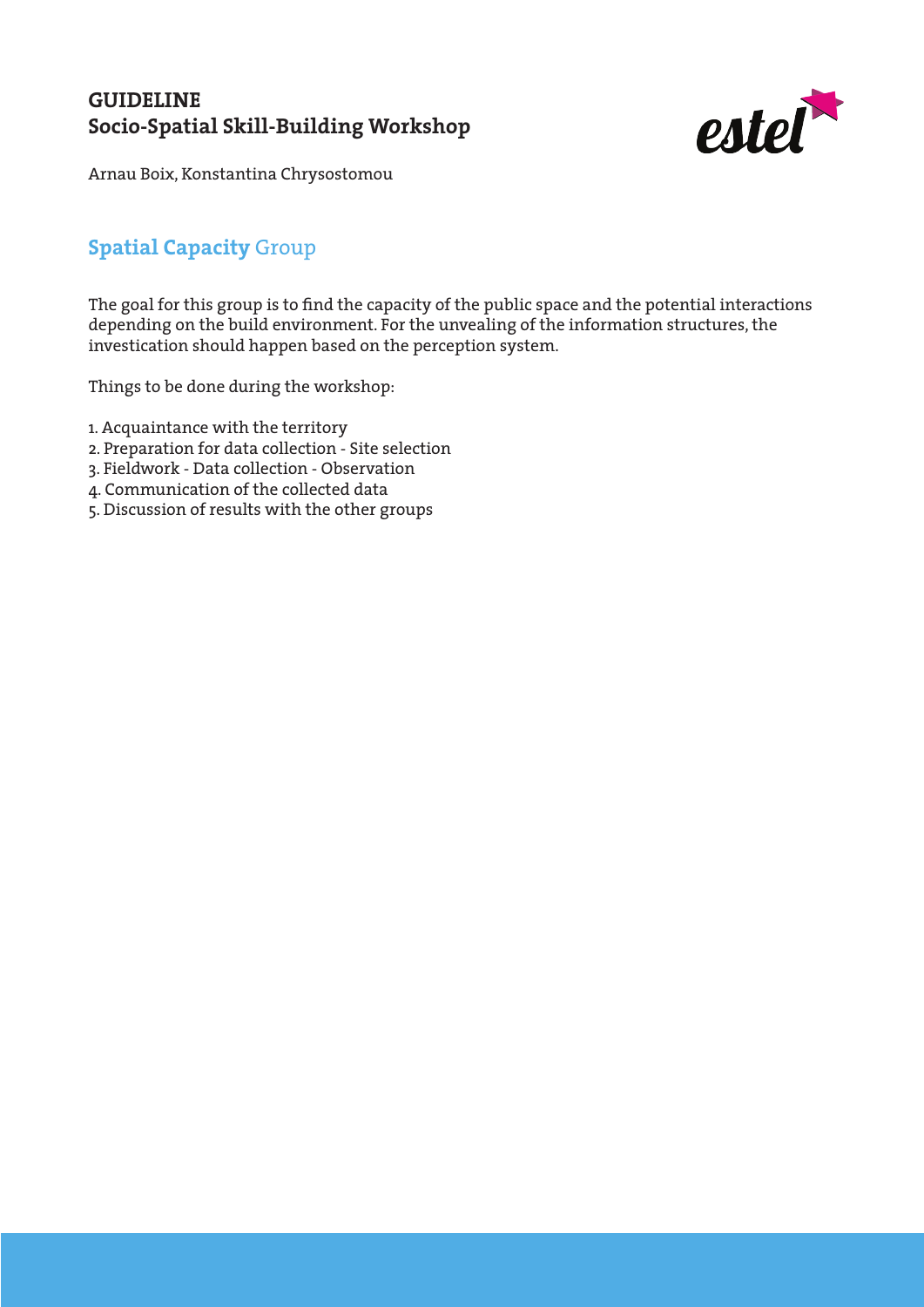# GUIDELINE
## Socio-Spatial Skill-Building Workshop

Arnau Boix, Konstantina Chrysostomou

### **Spatial Capacity** Group

The goal for this group is to find the capacity of the public space and the potential interactions depending on the build environment. For the unvealing of the information structures, the investication should happen based on the perception system.

Things to be done during the workshop:

1. Acquaintance with the territory
2. Preparation for data collection - Site selection
3. Fieldwork - Data collection - Observation
4. Communication of the collected data
5. Discussion of results with the other groups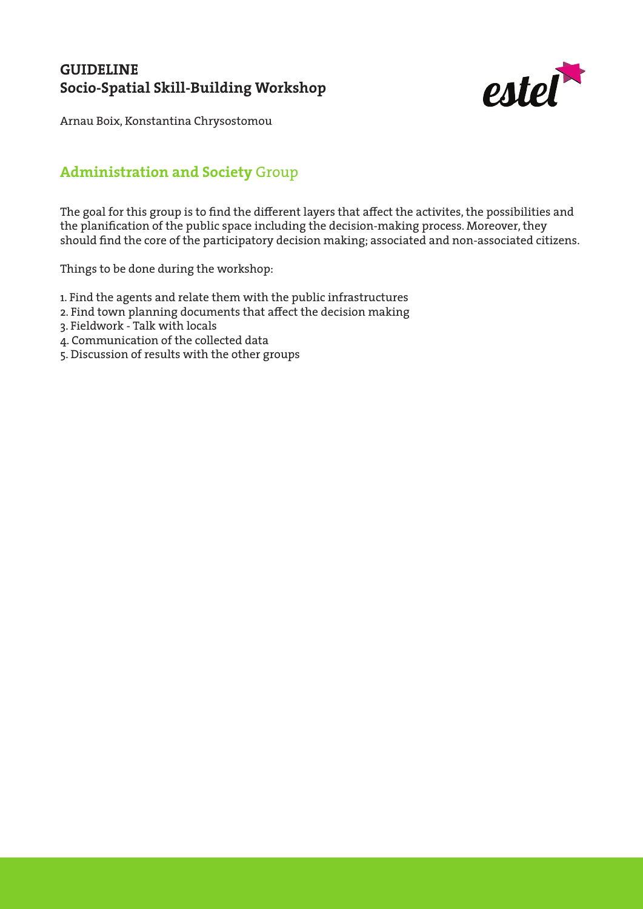# GUIDELINE
# Socio-Spatial Skill-Building Workshop

Arnau Boix, Konstantina Chrysostomou

## **Administration and Society** Group

The goal for this group is to find the different layers that affect the activites, the possibilities and the planification of the public space including the decision-making process. Moreover, they should find the core of the participatory decision making; associated and non-associated citizens.

Things to be done during the workshop:

1. Find the agents and relate them with the public infrastructures
2. Find town planning documents that affect the decision making
3. Fieldwork - Talk with locals
4. Communication of the collected data
5. Discussion of results with the other groups